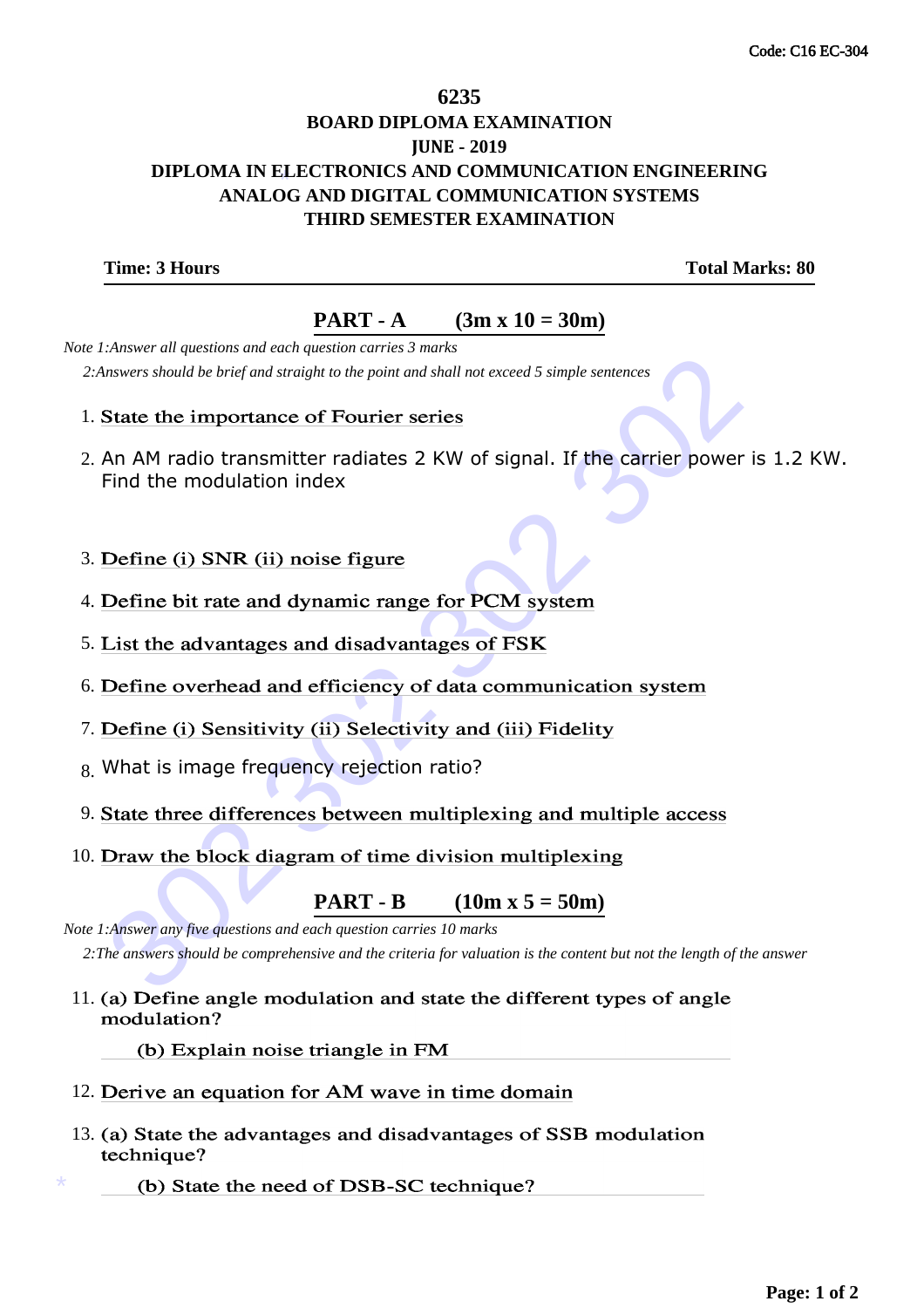Code: C16 EC-304

# 6235

## BOARD DIPLOMA EXAMINATION

## JUNE - 2019

## DIPLOMA IN ELECTRONICS AND COMMUNICATION ENGINEERING

## ANALOG AND DIGITAL COMMUNICATION SYSTEMS

## THIRD SEMESTER EXAMINATION

**Time: 3 Hours** **Total Marks: 80**

## PART - A (3m x 10 = 30m)

*Note 1:Answer all questions and each question carries 3 marks*

*2:Answers should be brief and straight to the point and shall not exceed 5 simple sentences*

1. State the importance of Fourier series
2. An AM radio transmitter radiates 2 KW of signal. If the carrier power is 1.2 KW. Find the modulation index
3. Define (i) SNR (ii) noise figure
4. Define bit rate and dynamic range for PCM system
5. List the advantages and disadvantages of FSK
6. Define overhead and efficiency of data communication system
7. Define (i) Sensitivity (ii) Selectivity and (iii) Fidelity
8. What is image frequency rejection ratio?
9. State three differences between multiplexing and multiple access
10. Draw the block diagram of time division multiplexing

## PART - B (10m x 5 = 50m)

*Note 1:Answer any five questions and each question carries 10 marks*

*2:The answers should be comprehensive and the criteria for valuation is the content but not the length of the answer*

11. (a) Define angle modulation and state the different types of angle modulation?

    (b) Explain noise triangle in FM

12. Derive an equation for AM wave in time domain

13. (a) State the advantages and disadvantages of SSB modulation technique?

    (b) State the need of DSB-SC technique?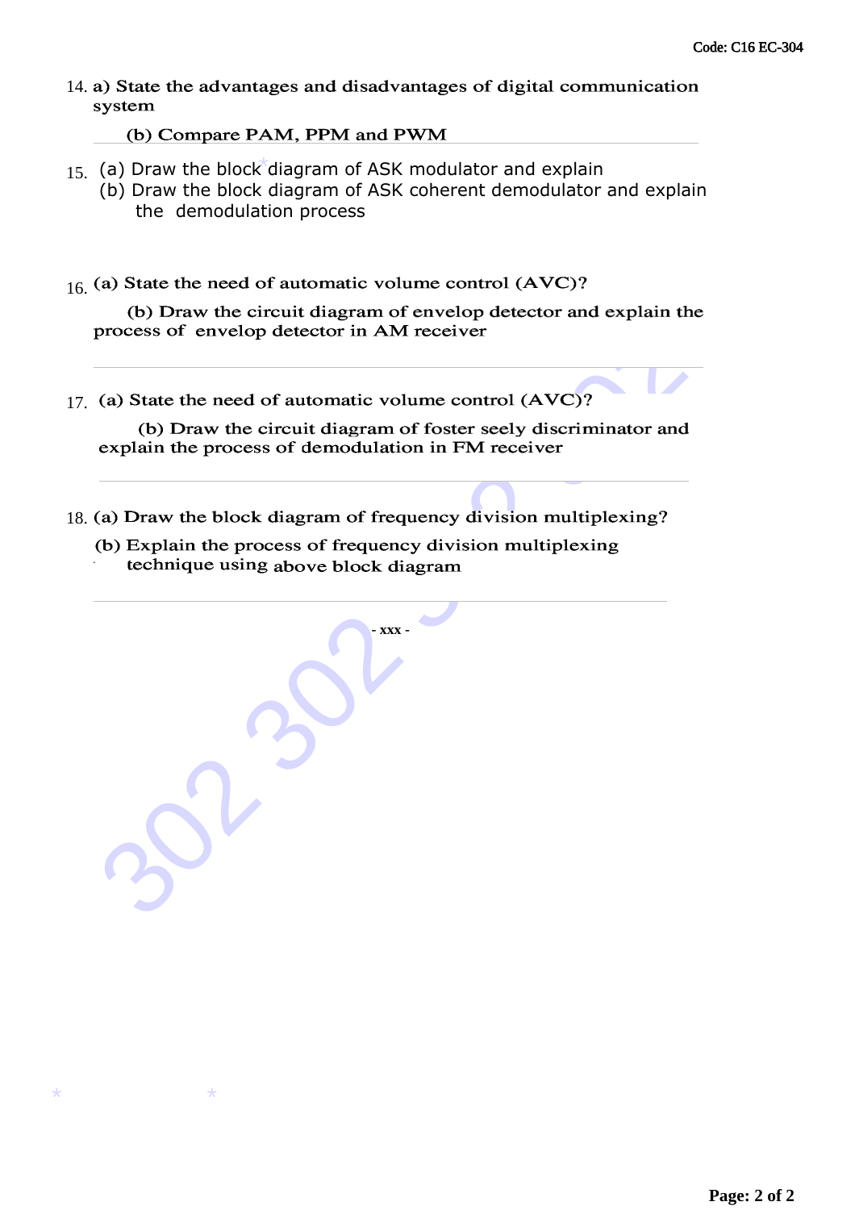14. a) State the advantages and disadvantages of digital communication system

    (b) Compare PAM, PPM and PWM

15. (a) Draw the block diagram of ASK modulator and explain

    (b) Draw the block diagram of ASK coherent demodulator and explain the demodulation process

16. (a) State the need of automatic volume control (AVC)?

    (b) Draw the circuit diagram of envelop detector and explain the process of envelop detector in AM receiver

17. (a) State the need of automatic volume control (AVC)?

    (b) Draw the circuit diagram of foster seely discriminator and explain the process of demodulation in FM receiver

18. (a) Draw the block diagram of frequency division multiplexing?

    (b) Explain the process of frequency division multiplexing technique using above block diagram

- xxx -